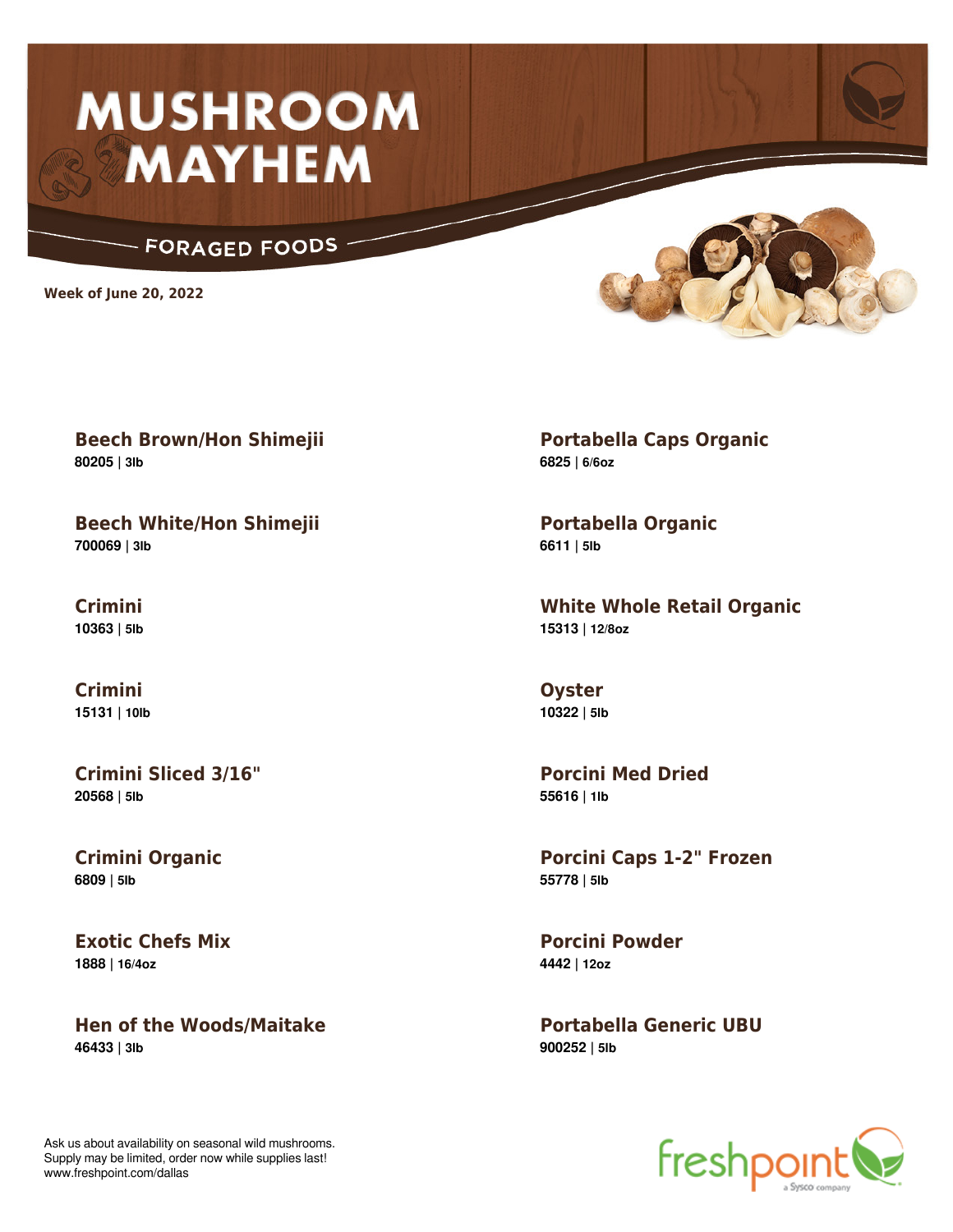# MUSHROOM MAYHEM

## FORAGED FOODS

**Week of June 20, 2022**

### Beech Brown/Hon Shimejii
**80205** | **3lb**

### Beech White/Hon Shimejii
**700069** | **3lb**

### Crimini
**10363** | **5lb**

### Crimini
**15131** | **10lb**

### Crimini Sliced 3/16"
**20568** | **5lb**

### Crimini Organic
**6809** | **5lb**

### Exotic Chefs Mix
**1888** | **16/4oz**

### Hen of the Woods/Maitake
**46433** | **3lb**

### Portabella Caps Organic
**6825** | **6/6oz**

### Portabella Organic
**6611** | **5lb**

### White Whole Retail Organic
**15313** | **12/8oz**

### Oyster
**10322** | **5lb**

### Porcini Med Dried
**55616** | **1lb**

### Porcini Caps 1-2" Frozen
**55778** | **5lb**

### Porcini Powder
**4442** | **12oz**

### Portabella Generic UBU
**900252** | **5lb**

Ask us about availability on seasonal wild mushrooms.
Supply may be limited, order now while supplies last!
www.freshpoint.com/dallas

freshpoint a Sysco company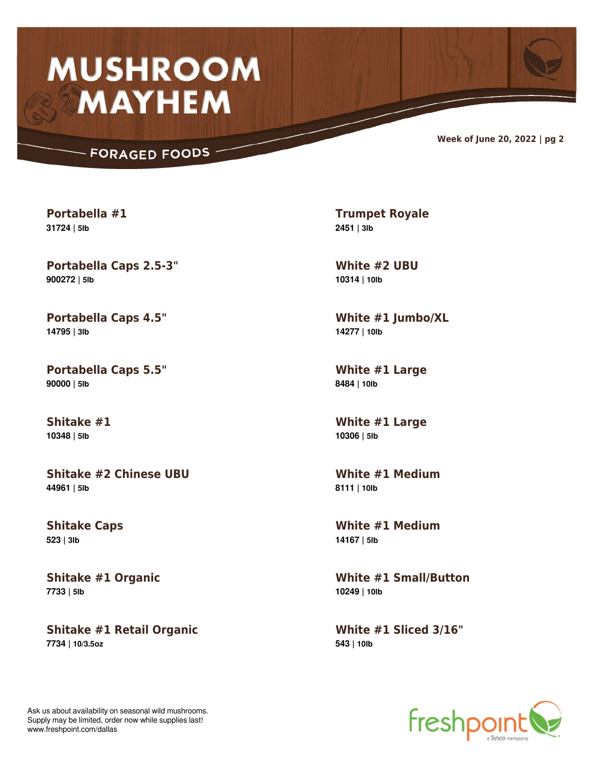# MUSHROOM MAYHEM

FORAGED FOODS

Week of June 20, 2022 | pg 2

**Portabella #1**
31724 | 5lb

**Portabella Caps 2.5-3"**
900272 | 5lb

**Portabella Caps 4.5"**
14795 | 3lb

**Portabella Caps 5.5"**
90000 | 5lb

**Shitake #1**
10348 | 5lb

**Shitake #2 Chinese UBU**
44961 | 5lb

**Shitake Caps**
523 | 3lb

**Shitake #1 Organic**
7733 | 5lb

**Shitake #1 Retail Organic**
7734 | 10/3.5oz

**Trumpet Royale**
2451 | 3lb

**White #2 UBU**
10314 | 10lb

**White #1 Jumbo/XL**
14277 | 10lb

**White #1 Large**
8484 | 10lb

**White #1 Large**
10306 | 5lb

**White #1 Medium**
8111 | 10lb

**White #1 Medium**
14167 | 5lb

**White #1 Small/Button**
10249 | 10lb

**White #1 Sliced 3/16"**
543 | 10lb

Ask us about availability on seasonal wild mushrooms.
Supply may be limited, order now while supplies last!
www.freshpoint.com/dallas

freshpoint a Sysco company